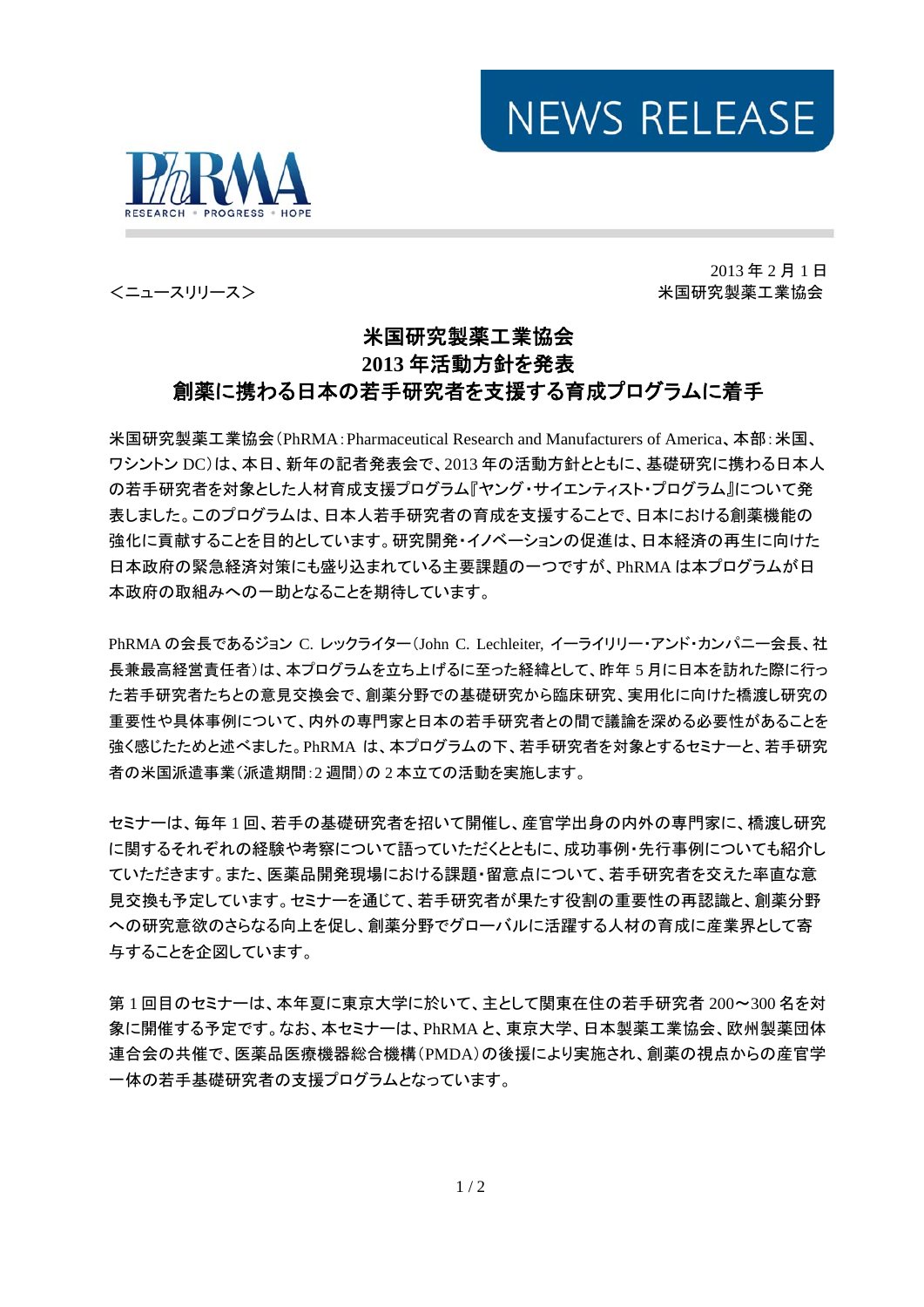NEWS RELEASE

PhRMA
RESEARCH • PROGRESS • HOPE

＜ニュースリリース＞

2013 年 2 月 1 日
米国研究製薬工業協会

# 米国研究製薬工業協会
# 2013 年活動方針を発表
# 創薬に携わる日本の若手研究者を支援する育成プログラムに着手

米国研究製薬工業協会（PhRMA：Pharmaceutical Research and Manufacturers of America、本部：米国、ワシントン DC）は、本日、新年の記者発表会で、2013 年の活動方針とともに、基礎研究に携わる日本人の若手研究者を対象とした人材育成支援プログラム『ヤング・サイエンティスト・プログラム』について発表しました。このプログラムは、日本人若手研究者の育成を支援することで、日本における創薬機能の強化に貢献することを目的としています。研究開発・イノベーションの促進は、日本経済の再生に向けた日本政府の緊急経済対策にも盛り込まれている主要課題の一つですが、PhRMA は本プログラムが日本政府の取組みへの一助となることを期待しています。

PhRMA の会長であるジョン C. レックライター（John C. Lechleiter, イーライリリー・アンド・カンパニー会長、社長兼最高経営責任者）は、本プログラムを立ち上げるに至った経緯として、昨年 5 月に日本を訪れた際に行った若手研究者たちとの意見交換会で、創薬分野での基礎研究から臨床研究、実用化に向けた橋渡し研究の重要性や具体事例について、内外の専門家と日本の若手研究者との間で議論を深める必要性があることを強く感じたためと述べました。PhRMA は、本プログラムの下、若手研究者を対象とするセミナーと、若手研究者の米国派遣事業（派遣期間：2 週間）の 2 本立ての活動を実施します。

セミナーは、毎年 1 回、若手の基礎研究者を招いて開催し、産官学出身の内外の専門家に、橋渡し研究に関するそれぞれの経験や考察について語っていただくとともに、成功事例・先行事例についても紹介していただきます。また、医薬品開発現場における課題・留意点について、若手研究者を交えた率直な意見交換も予定しています。セミナーを通じて、若手研究者が果たす役割の重要性の再認識と、創薬分野への研究意欲のさらなる向上を促し、創薬分野でグローバルに活躍する人材の育成に産業界として寄与することを企図しています。

第 1 回目のセミナーは、本年夏に東京大学に於いて、主として関東在住の若手研究者 200～300 名を対象に開催する予定です。なお、本セミナーは、PhRMA と、東京大学、日本製薬工業協会、欧州製薬団体連合会の共催で、医薬品医療機器総合機構（PMDA）の後援により実施され、創薬の視点からの産官学一体の若手基礎研究者の支援プログラムとなっています。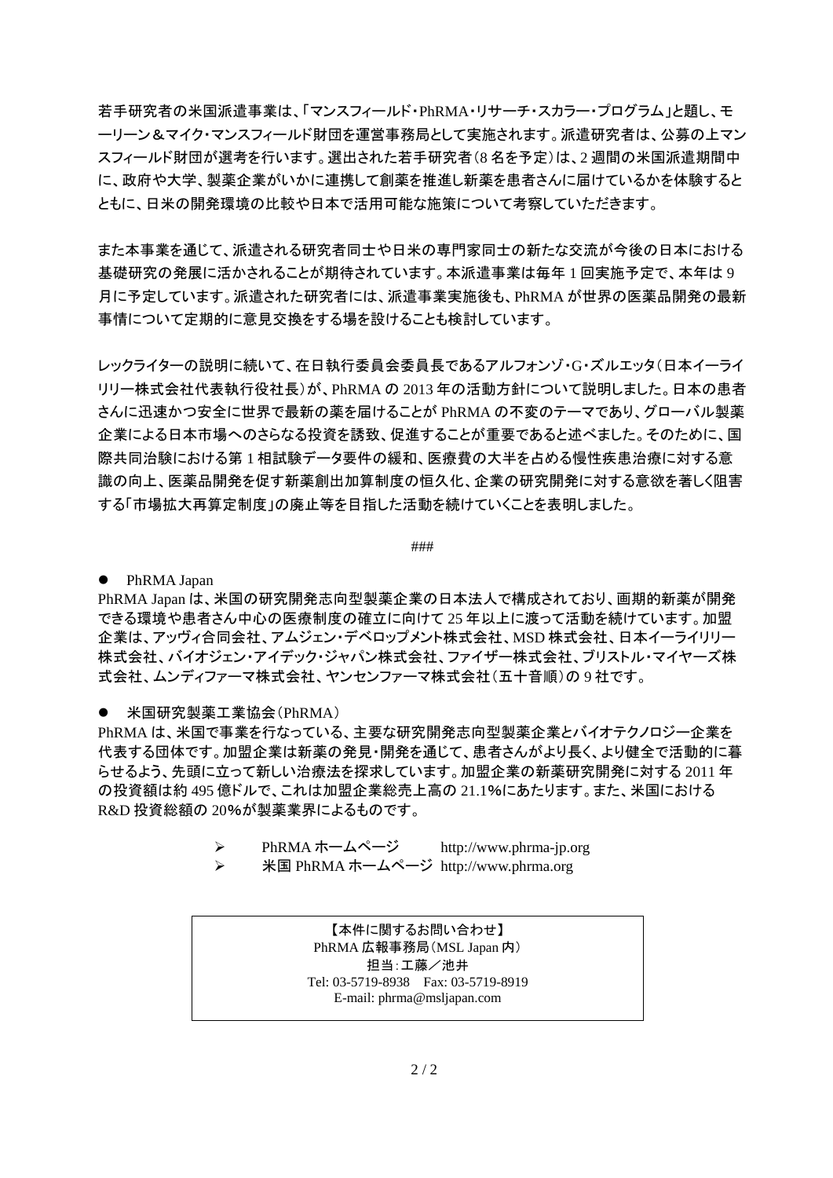若手研究者の米国派遣事業は、「マンスフィールド・PhRMA・リサーチ・スカラー・プログラム」と題し、モーリーン＆マイク・マンスフィールド財団を運営事務局として実施されます。派遣研究者は、公募の上マンスフィールド財団が選考を行います。選出された若手研究者（8 名を予定）は、2 週間の米国派遣期間中に、政府や大学、製薬企業がいかに連携して創薬を推進し新薬を患者さんに届けているかを体験するとともに、日米の開発環境の比較や日本で活用可能な施策について考察していただきます。

また本事業を通じて、派遣される研究者同士や日米の専門家同士の新たな交流が今後の日本における基礎研究の発展に活かされることが期待されています。本派遣事業は毎年 1 回実施予定で、本年は 9 月に予定しています。派遣された研究者には、派遣事業実施後も、PhRMA が世界の医薬品開発の最新事情について定期的に意見交換をする場を設けることも検討しています。

レックライターの説明に続いて、在日執行委員会委員長であるアルフォンゾ・G・ズルエッタ（日本イーライリリー株式会社代表執行役社長）が、PhRMA の 2013 年の活動方針について説明しました。日本の患者さんに迅速かつ安全に世界で最新の薬を届けることが PhRMA の不変のテーマであり、グローバル製薬企業による日本市場へのさらなる投資を誘致、促進することが重要であると述べました。そのために、国際共同治験における第 1 相試験データ要件の緩和、医療費の大半を占める慢性疾患治療に対する意識の向上、医薬品開発を促す新薬創出加算制度の恒久化、企業の研究開発に対する意欲を著しく阻害する「市場拡大再算定制度」の廃止等を目指した活動を続けていくことを表明しました。

###

- PhRMA Japan

PhRMA Japan は、米国の研究開発志向型製薬企業の日本法人で構成されており、画期的新薬が開発できる環境や患者さん中心の医療制度の確立に向けて 25 年以上に渡って活動を続けています。加盟企業は、アッヴィ合同会社、アムジェン・デベロップメント株式会社、MSD 株式会社、日本イーライリリー株式会社、バイオジェン・アイデック・ジャパン株式会社、ファイザー株式会社、ブリストル・マイヤーズ株式会社、ムンディファーマ株式会社、ヤンセンファーマ株式会社（五十音順）の 9 社です。

- 米国研究製薬工業協会（PhRMA）

PhRMA は、米国で事業を行なっている、主要な研究開発志向型製薬企業とバイオテクノロジー企業を代表する団体です。加盟企業は新薬の発見・開発を通じて、患者さんがより長く、より健全で活動的に暮らせるよう、先頭に立って新しい治療法を探求しています。加盟企業の新薬研究開発に対する 2011 年の投資額は約 495 億ドルで、これは加盟企業総売上高の 21.1%にあたります。また、米国における R&D 投資総額の 20%が製薬業界によるものです。

- PhRMA ホームページ http://www.phrma-jp.org
- 米国 PhRMA ホームページ http://www.phrma.org

【本件に関するお問い合わせ】
PhRMA 広報事務局（MSL Japan 内）
担当：工藤／池井
Tel: 03-5719-8938 Fax: 03-5719-8919
E-mail: phrma@msljapan.com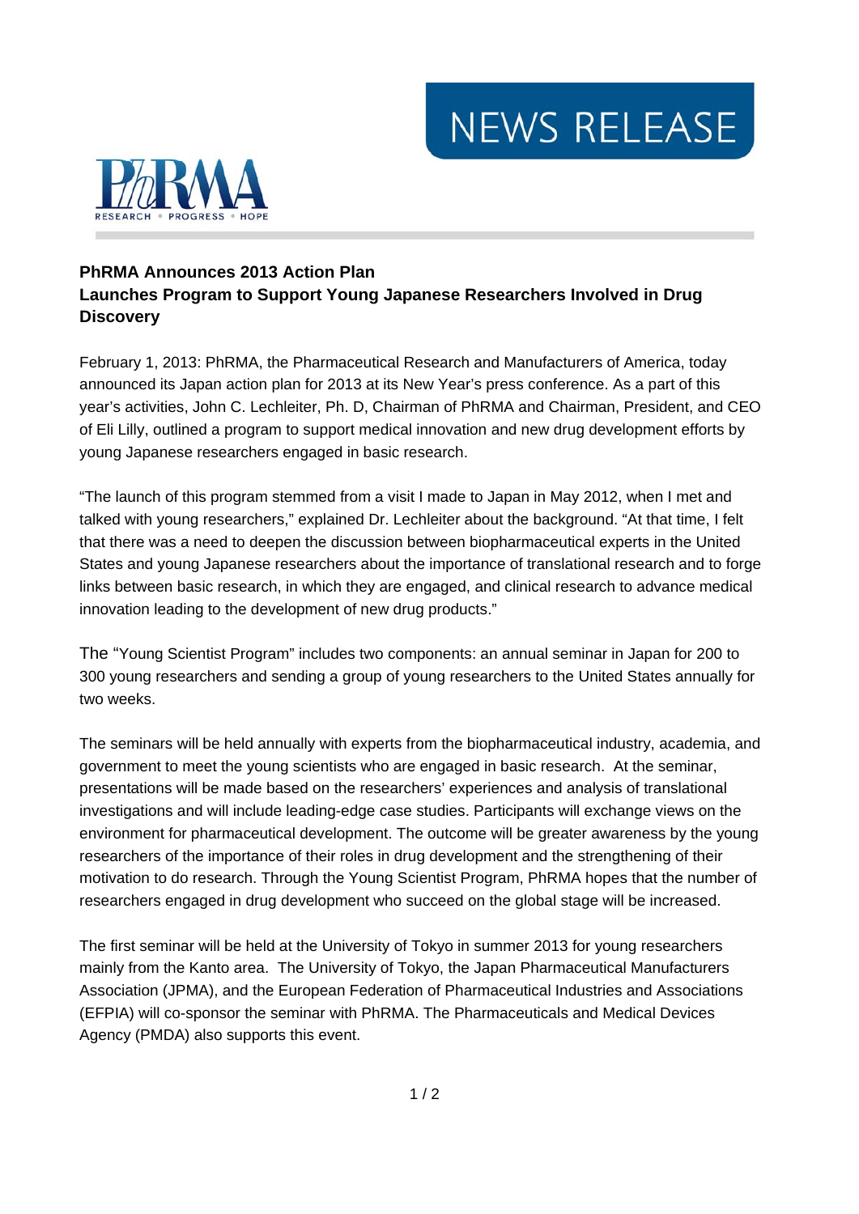NEWS RELEASE

**PhRMA Announces 2013 Action Plan**
**Launches Program to Support Young Japanese Researchers Involved in Drug Discovery**

February 1, 2013: PhRMA, the Pharmaceutical Research and Manufacturers of America, today announced its Japan action plan for 2013 at its New Year's press conference. As a part of this year's activities, John C. Lechleiter, Ph. D, Chairman of PhRMA and Chairman, President, and CEO of Eli Lilly, outlined a program to support medical innovation and new drug development efforts by young Japanese researchers engaged in basic research.

"The launch of this program stemmed from a visit I made to Japan in May 2012, when I met and talked with young researchers," explained Dr. Lechleiter about the background. "At that time, I felt that there was a need to deepen the discussion between biopharmaceutical experts in the United States and young Japanese researchers about the importance of translational research and to forge links between basic research, in which they are engaged, and clinical research to advance medical innovation leading to the development of new drug products."

The "Young Scientist Program" includes two components: an annual seminar in Japan for 200 to 300 young researchers and sending a group of young researchers to the United States annually for two weeks.

The seminars will be held annually with experts from the biopharmaceutical industry, academia, and government to meet the young scientists who are engaged in basic research. At the seminar, presentations will be made based on the researchers' experiences and analysis of translational investigations and will include leading-edge case studies. Participants will exchange views on the environment for pharmaceutical development. The outcome will be greater awareness by the young researchers of the importance of their roles in drug development and the strengthening of their motivation to do research. Through the Young Scientist Program, PhRMA hopes that the number of researchers engaged in drug development who succeed on the global stage will be increased.

The first seminar will be held at the University of Tokyo in summer 2013 for young researchers mainly from the Kanto area. The University of Tokyo, the Japan Pharmaceutical Manufacturers Association (JPMA), and the European Federation of Pharmaceutical Industries and Associations (EFPIA) will co-sponsor the seminar with PhRMA. The Pharmaceuticals and Medical Devices Agency (PMDA) also supports this event.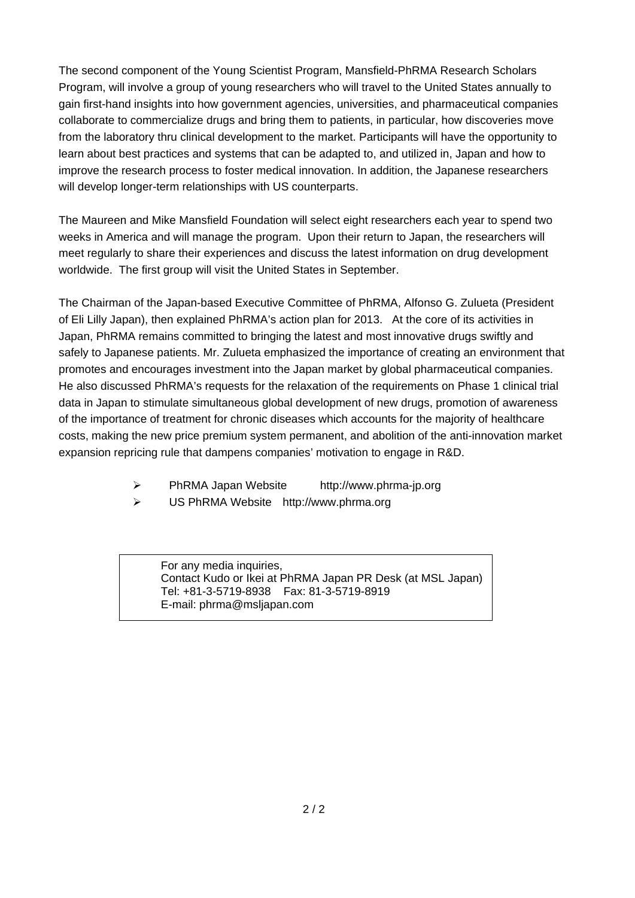The second component of the Young Scientist Program, Mansfield-PhRMA Research Scholars Program, will involve a group of young researchers who will travel to the United States annually to gain first-hand insights into how government agencies, universities, and pharmaceutical companies collaborate to commercialize drugs and bring them to patients, in particular, how discoveries move from the laboratory thru clinical development to the market. Participants will have the opportunity to learn about best practices and systems that can be adapted to, and utilized in, Japan and how to improve the research process to foster medical innovation. In addition, the Japanese researchers will develop longer-term relationships with US counterparts.

The Maureen and Mike Mansfield Foundation will select eight researchers each year to spend two weeks in America and will manage the program. Upon their return to Japan, the researchers will meet regularly to share their experiences and discuss the latest information on drug development worldwide. The first group will visit the United States in September.

The Chairman of the Japan-based Executive Committee of PhRMA, Alfonso G. Zulueta (President of Eli Lilly Japan), then explained PhRMA's action plan for 2013. At the core of its activities in Japan, PhRMA remains committed to bringing the latest and most innovative drugs swiftly and safely to Japanese patients. Mr. Zulueta emphasized the importance of creating an environment that promotes and encourages investment into the Japan market by global pharmaceutical companies. He also discussed PhRMA's requests for the relaxation of the requirements on Phase 1 clinical trial data in Japan to stimulate simultaneous global development of new drugs, promotion of awareness of the importance of treatment for chronic diseases which accounts for the majority of healthcare costs, making the new price premium system permanent, and abolition of the anti-innovation market expansion repricing rule that dampens companies' motivation to engage in R&D.

- PhRMA Japan Website http://www.phrma-jp.org
- US PhRMA Website http://www.phrma.org

For any media inquiries,
Contact Kudo or Ikei at PhRMA Japan PR Desk (at MSL Japan)
Tel: +81-3-5719-8938 Fax: 81-3-5719-8919
E-mail: phrma@msljapan.com